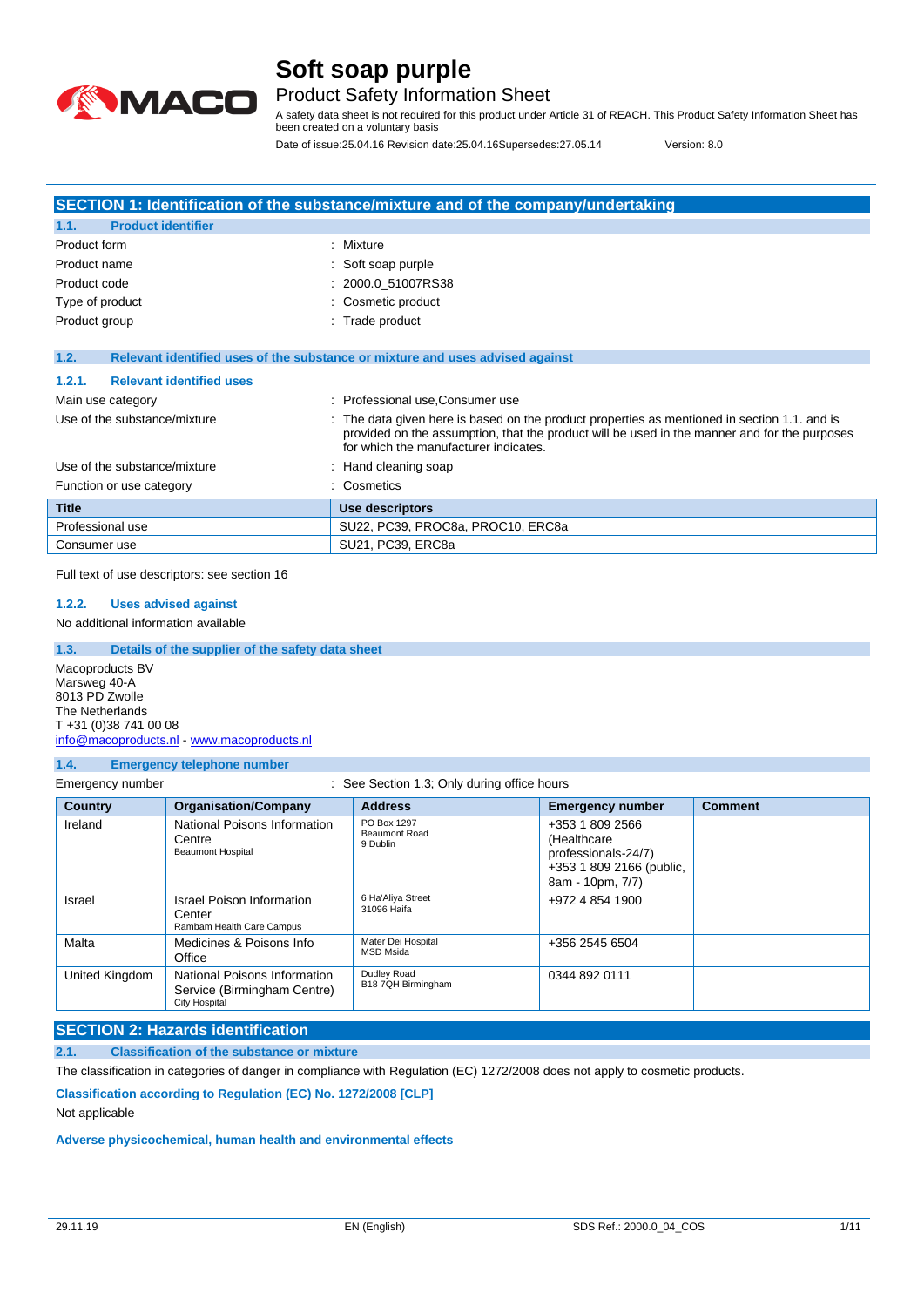# Soft soap purple

## Product Safety Information Sheet

A safety data sheet is not required for this product under Article 31 of REACH. This Product Safety Information Sheet has been created on a voluntary basis

Date of issue:25.04.16 Revision date:25.04.16Supersedes:27.05.14 Version: 8.0

## SECTION 1: Identification of the substance/mixture and of the company/undertaking

### 1.1. Product identifier

Product form : Mixture

Product name : Soft soap purple

Product code : 2000.0_51007RS38

Type of product : Cosmetic product

Product group : Trade product

### 1.2. Relevant identified uses of the substance or mixture and uses advised against

#### 1.2.1. Relevant identified uses

Main use category : Professional use,Consumer use

Use of the substance/mixture : The data given here is based on the product properties as mentioned in section 1.1. and is provided on the assumption, that the product will be used in the manner and for the purposes for which the manufacturer indicates.

Use of the substance/mixture : Hand cleaning soap

Function or use category : Cosmetics

| Title | Use descriptors |
|---|---|
| Professional use | SU22, PC39, PROC8a, PROC10, ERC8a |
| Consumer use | SU21, PC39, ERC8a |

Full text of use descriptors: see section 16

#### 1.2.2. Uses advised against

No additional information available

### 1.3. Details of the supplier of the safety data sheet

Macoproducts BV
Marsweg 40-A
8013 PD Zwolle
The Netherlands
T +31 (0)38 741 00 08
info@macoproducts.nl - www.macoproducts.nl

### 1.4. Emergency telephone number

Emergency number : See Section 1.3; Only during office hours

| Country | Organisation/Company | Address | Emergency number | Comment |
|---|---|---|---|---|
| Ireland | National Poisons Information Centre<br>Beaumont Hospital | PO Box 1297<br>Beaumont Road<br>9 Dublin | +353 1 809 2566 (Healthcare professionals-24/7)<br>+353 1 809 2166 (public, 8am - 10pm, 7/7) | |
| Israel | Israel Poison Information Center<br>Rambam Health Care Campus | 6 Ha'Aliya Street<br>31096 Haifa | +972 4 854 1900 | |
| Malta | Medicines & Poisons Info Office | Mater Dei Hospital<br>MSD Msida | +356 2545 6504 | |
| United Kingdom | National Poisons Information Service (Birmingham Centre)<br>City Hospital | Dudley Road<br>B18 7QH Birmingham | 0344 892 0111 | |

## SECTION 2: Hazards identification

### 2.1. Classification of the substance or mixture

The classification in categories of danger in compliance with Regulation (EC) 1272/2008 does not apply to cosmetic products.

**Classification according to Regulation (EC) No. 1272/2008 [CLP]**

Not applicable

**Adverse physicochemical, human health and environmental effects**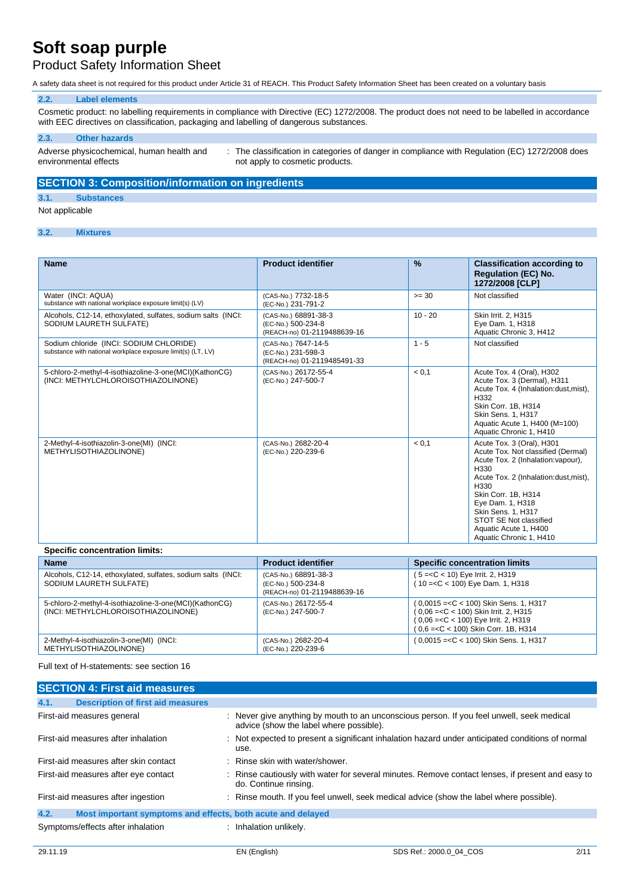### 2.2. Label elements

Cosmetic product: no labelling requirements in compliance with Directive (EC) 1272/2008. The product does not need to be labelled in accordance with EEC directives on classification, packaging and labelling of dangerous substances.

### 2.3. Other hazards

Adverse physicochemical, human health and environmental effects : The classification in categories of danger in compliance with Regulation (EC) 1272/2008 does not apply to cosmetic products.

## SECTION 3: Composition/information on ingredients

### 3.1. Substances

Not applicable

### 3.2. Mixtures

| Name | Product identifier | % | Classification according to Regulation (EC) No. 1272/2008 [CLP] |
|---|---|---|---|
| Water (INCI: AQUA)<br>substance with national workplace exposure limit(s) (LV) | (CAS-No.) 7732-18-5<br>(EC-No.) 231-791-2 | >= 30 | Not classified |
| Alcohols, C12-14, ethoxylated, sulfates, sodium salts (INCI: SODIUM LAURETH SULFATE) | (CAS-No.) 68891-38-3<br>(EC-No.) 500-234-8<br>(REACH-no) 01-2119488639-16 | 10 - 20 | Skin Irrit. 2, H315<br>Eye Dam. 1, H318<br>Aquatic Chronic 3, H412 |
| Sodium chloride (INCI: SODIUM CHLORIDE)<br>substance with national workplace exposure limit(s) (LT, LV) | (CAS-No.) 7647-14-5<br>(EC-No.) 231-598-3<br>(REACH-no) 01-2119485491-33 | 1 - 5 | Not classified |
| 5-chloro-2-methyl-4-isothiazoline-3-one(MCI)(KathonCG) (INCI: METHYLCHLOROISOTHIAZOLINONE) | (CAS-No.) 26172-55-4<br>(EC-No.) 247-500-7 | < 0,1 | Acute Tox. 4 (Oral), H302<br>Acute Tox. 3 (Dermal), H311<br>Acute Tox. 4 (Inhalation:dust,mist), H332<br>Skin Corr. 1B, H314<br>Skin Sens. 1, H317<br>Aquatic Acute 1, H400 (M=100)<br>Aquatic Chronic 1, H410 |
| 2-Methyl-4-isothiazolin-3-one(MI) (INCI: METHYLISOTHIAZOLINONE) | (CAS-No.) 2682-20-4<br>(EC-No.) 220-239-6 | < 0,1 | Acute Tox. 3 (Oral), H301<br>Acute Tox. Not classified (Dermal)<br>Acute Tox. 2 (Inhalation:vapour), H330<br>Acute Tox. 2 (Inhalation:dust,mist), H330<br>Skin Corr. 1B, H314<br>Eye Dam. 1, H318<br>Skin Sens. 1, H317<br>STOT SE Not classified<br>Aquatic Acute 1, H400<br>Aquatic Chronic 1, H410 |

**Specific concentration limits:**

| Name | Product identifier | Specific concentration limits |
|---|---|---|
| Alcohols, C12-14, ethoxylated, sulfates, sodium salts (INCI: SODIUM LAURETH SULFATE) | (CAS-No.) 68891-38-3<br>(EC-No.) 500-234-8<br>(REACH-no) 01-2119488639-16 | ( 5 =<C < 10) Eye Irrit. 2, H319<br>( 10 =<C < 100) Eye Dam. 1, H318 |
| 5-chloro-2-methyl-4-isothiazoline-3-one(MCI)(KathonCG) (INCI: METHYLCHLOROISOTHIAZOLINONE) | (CAS-No.) 26172-55-4<br>(EC-No.) 247-500-7 | ( 0,0015 =<C < 100) Skin Sens. 1, H317<br>( 0,06 =<C < 100) Skin Irrit. 2, H315<br>( 0,06 =<C < 100) Eye Irrit. 2, H319<br>( 0,6 =<C < 100) Skin Corr. 1B, H314 |
| 2-Methyl-4-isothiazolin-3-one(MI) (INCI: METHYLISOTHIAZOLINONE) | (CAS-No.) 2682-20-4<br>(EC-No.) 220-239-6 | ( 0,0015 =<C < 100) Skin Sens. 1, H317 |

Full text of H-statements: see section 16

## SECTION 4: First aid measures

### 4.1. Description of first aid measures

First-aid measures general : Never give anything by mouth to an unconscious person. If you feel unwell, seek medical advice (show the label where possible).

First-aid measures after inhalation : Not expected to present a significant inhalation hazard under anticipated conditions of normal use.

First-aid measures after skin contact : Rinse skin with water/shower.

First-aid measures after eye contact : Rinse cautiously with water for several minutes. Remove contact lenses, if present and easy to do. Continue rinsing.

First-aid measures after ingestion : Rinse mouth. If you feel unwell, seek medical advice (show the label where possible).

### 4.2. Most important symptoms and effects, both acute and delayed

Symptoms/effects after inhalation : Inhalation unlikely.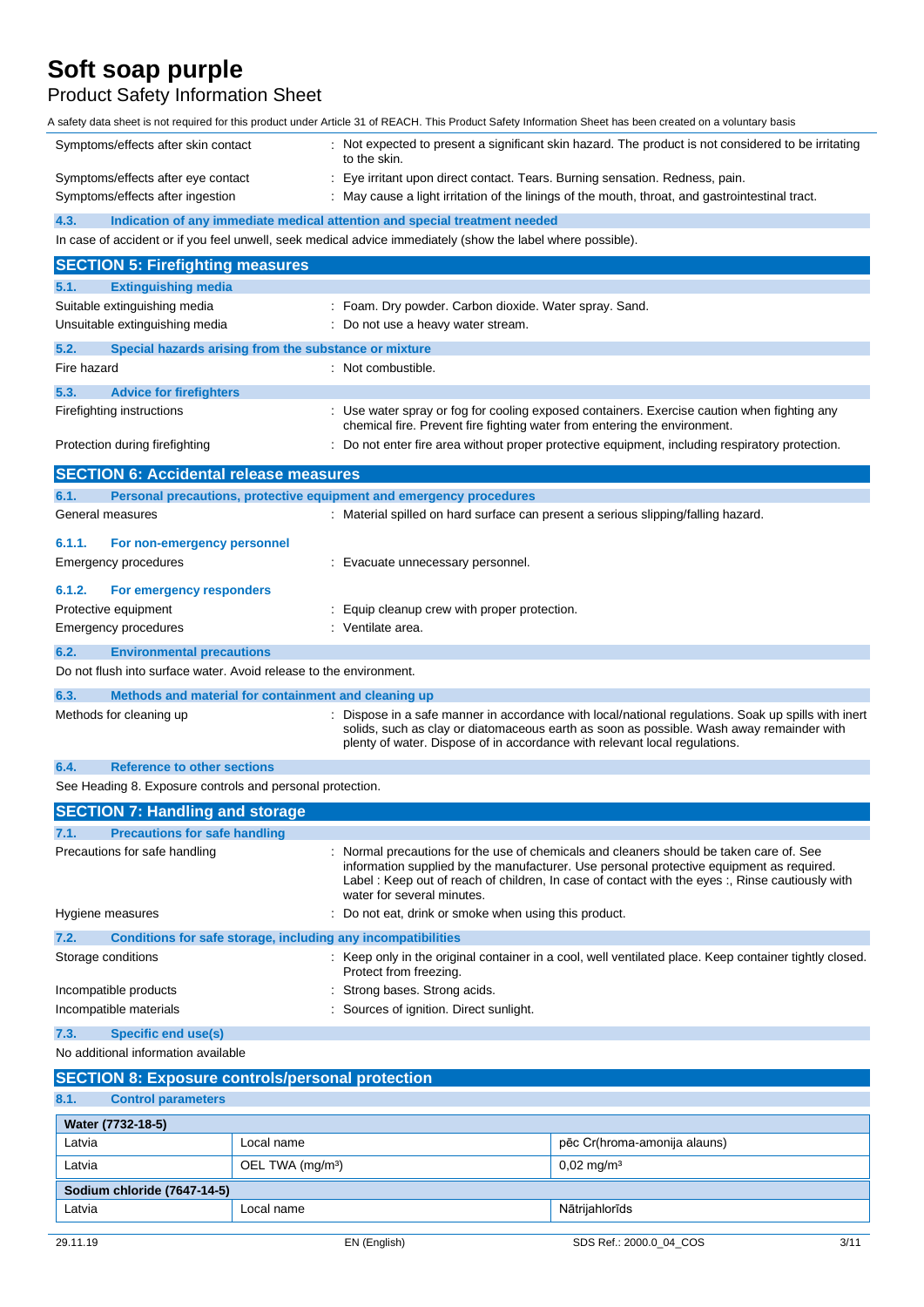| | |
|---|---|
| Symptoms/effects after skin contact | : Not expected to present a significant skin hazard. The product is not considered to be irritating to the skin. |
| Symptoms/effects after eye contact | : Eye irritant upon direct contact. Tears. Burning sensation. Redness, pain. |
| Symptoms/effects after ingestion | : May cause a light irritation of the linings of the mouth, throat, and gastrointestinal tract. |

### 4.3. Indication of any immediate medical attention and special treatment needed

In case of accident or if you feel unwell, seek medical advice immediately (show the label where possible).

## SECTION 5: Firefighting measures

### 5.1. Extinguishing media

| | |
|---|---|
| Suitable extinguishing media | : Foam. Dry powder. Carbon dioxide. Water spray. Sand. |
| Unsuitable extinguishing media | : Do not use a heavy water stream. |

### 5.2. Special hazards arising from the substance or mixture

| | |
|---|---|
| Fire hazard | : Not combustible. |

### 5.3. Advice for firefighters

| | |
|---|---|
| Firefighting instructions | : Use water spray or fog for cooling exposed containers. Exercise caution when fighting any chemical fire. Prevent fire fighting water from entering the environment. |
| Protection during firefighting | : Do not enter fire area without proper protective equipment, including respiratory protection. |

## SECTION 6: Accidental release measures

### 6.1. Personal precautions, protective equipment and emergency procedures

| | |
|---|---|
| General measures | : Material spilled on hard surface can present a serious slipping/falling hazard. |

#### 6.1.1. For non-emergency personnel

| | |
|---|---|
| Emergency procedures | : Evacuate unnecessary personnel. |

#### 6.1.2. For emergency responders

| | |
|---|---|
| Protective equipment | : Equip cleanup crew with proper protection. |
| Emergency procedures | : Ventilate area. |

### 6.2. Environmental precautions

Do not flush into surface water. Avoid release to the environment.

### 6.3. Methods and material for containment and cleaning up

| | |
|---|---|
| Methods for cleaning up | : Dispose in a safe manner in accordance with local/national regulations. Soak up spills with inert solids, such as clay or diatomaceous earth as soon as possible. Wash away remainder with plenty of water. Dispose of in accordance with relevant local regulations. |

### 6.4. Reference to other sections

See Heading 8. Exposure controls and personal protection.

## SECTION 7: Handling and storage

### 7.1. Precautions for safe handling

| | |
|---|---|
| Precautions for safe handling | : Normal precautions for the use of chemicals and cleaners should be taken care of. See information supplied by the manufacturer. Use personal protective equipment as required. Label : Keep out of reach of children, In case of contact with the eyes :, Rinse cautiously with water for several minutes. |
| Hygiene measures | : Do not eat, drink or smoke when using this product. |

### 7.2. Conditions for safe storage, including any incompatibilities

| | |
|---|---|
| Storage conditions | : Keep only in the original container in a cool, well ventilated place. Keep container tightly closed. Protect from freezing. |
| Incompatible products | : Strong bases. Strong acids. |
| Incompatible materials | : Sources of ignition. Direct sunlight. |

### 7.3. Specific end use(s)

No additional information available

## SECTION 8: Exposure controls/personal protection

### 8.1. Control parameters

| **Water (7732-18-5)** | | |
|---|---|---|
| Latvia | Local name | pēc Cr(hroma-amonija alauns) |
| Latvia | OEL TWA (mg/m³) | 0,02 mg/m³ |
| **Sodium chloride (7647-14-5)** | | |
| Latvia | Local name | Nātrijahlorīds |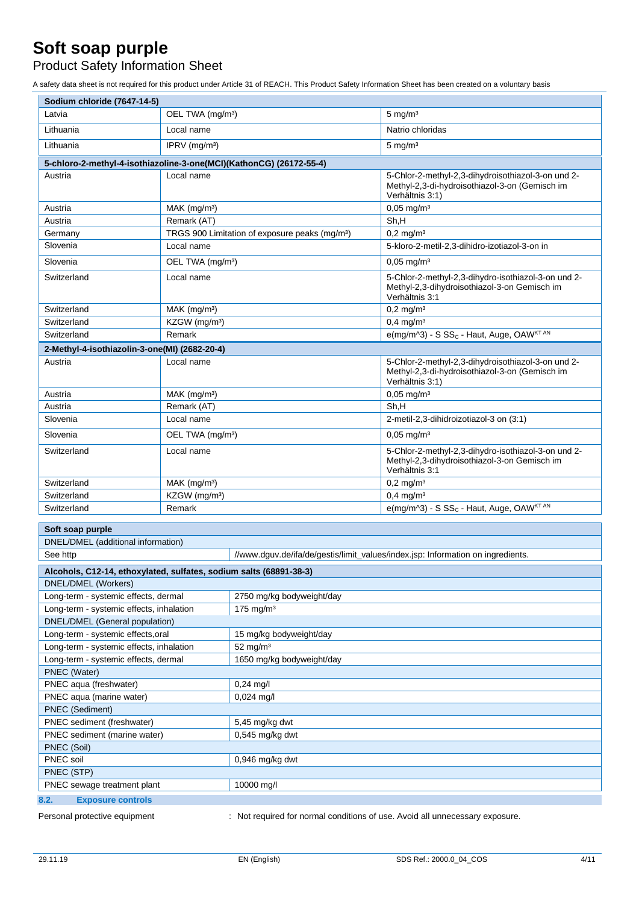# Soft soap purple

## Product Safety Information Sheet

A safety data sheet is not required for this product under Article 31 of REACH. This Product Safety Information Sheet has been created on a voluntary basis

| Sodium chloride (7647-14-5) | | |
|---|---|---|
| Latvia | OEL TWA (mg/m³) | 5 mg/m³ |
| Lithuania | Local name | Natrio chloridas |
| Lithuania | IPRV (mg/m³) | 5 mg/m³ |
| **5-chloro-2-methyl-4-isothiazoline-3-one(MCI)(KathonCG) (26172-55-4)** | | |
| Austria | Local name | 5-Chlor-2-methyl-2,3-dihydroisothiazol-3-on und 2-Methyl-2,3-di-hydroisothiazol-3-on (Gemisch im Verhältnis 3:1) |
| Austria | MAK (mg/m³) | 0,05 mg/m³ |
| Austria | Remark (AT) | Sh,H |
| Germany | TRGS 900 Limitation of exposure peaks (mg/m³) | 0,2 mg/m³ |
| Slovenia | Local name | 5-kloro-2-metil-2,3-dihidro-izotiazol-3-on in |
| Slovenia | OEL TWA (mg/m³) | 0,05 mg/m³ |
| Switzerland | Local name | 5-Chlor-2-methyl-2,3-dihydro-isothiazol-3-on und 2-Methyl-2,3-dihydroisothiazol-3-on Gemisch im Verhältnis 3:1 |
| Switzerland | MAK (mg/m³) | 0,2 mg/m³ |
| Switzerland | KZGW (mg/m³) | 0,4 mg/m³ |
| Switzerland | Remark | e(mg/m^3) - S $SS_C$ - Haut, Auge, OAW[KT AN] |
| **2-Methyl-4-isothiazolin-3-one(MI) (2682-20-4)** | | |
| Austria | Local name | 5-Chlor-2-methyl-2,3-dihydroisothiazol-3-on und 2-Methyl-2,3-di-hydroisothiazol-3-on (Gemisch im Verhältnis 3:1) |
| Austria | MAK (mg/m³) | 0,05 mg/m³ |
| Austria | Remark (AT) | Sh,H |
| Slovenia | Local name | 2-metil-2,3-dihidroizotiazol-3 on (3:1) |
| Slovenia | OEL TWA (mg/m³) | 0,05 mg/m³ |
| Switzerland | Local name | 5-Chlor-2-methyl-2,3-dihydro-isothiazol-3-on und 2-Methyl-2,3-dihydroisothiazol-3-on Gemisch im Verhältnis 3:1 |
| Switzerland | MAK (mg/m³) | 0,2 mg/m³ |
| Switzerland | KZGW (mg/m³) | 0,4 mg/m³ |
| Switzerland | Remark | e(mg/m^3) - S $SS_C$ - Haut, Auge, OAW[KT AN] |

| Soft soap purple | |
|---|---|
| DNEL/DMEL (additional information) | |
| See http | //www.dguv.de/ifa/de/gestis/limit_values/index.jsp: Information on ingredients. |
| **Alcohols, C12-14, ethoxylated, sulfates, sodium salts (68891-38-3)** | |
| DNEL/DMEL (Workers) | |
| Long-term - systemic effects, dermal | 2750 mg/kg bodyweight/day |
| Long-term - systemic effects, inhalation | 175 mg/m³ |
| DNEL/DMEL (General population) | |
| Long-term - systemic effects,oral | 15 mg/kg bodyweight/day |
| Long-term - systemic effects, inhalation | 52 mg/m³ |
| Long-term - systemic effects, dermal | 1650 mg/kg bodyweight/day |
| PNEC (Water) | |
| PNEC aqua (freshwater) | 0,24 mg/l |
| PNEC aqua (marine water) | 0,024 mg/l |
| PNEC (Sediment) | |
| PNEC sediment (freshwater) | 5,45 mg/kg dwt |
| PNEC sediment (marine water) | 0,545 mg/kg dwt |
| PNEC (Soil) | |
| PNEC soil | 0,946 mg/kg dwt |
| PNEC (STP) | |
| PNEC sewage treatment plant | 10000 mg/l |

### 8.2. Exposure controls

Personal protective equipment : Not required for normal conditions of use. Avoid all unnecessary exposure.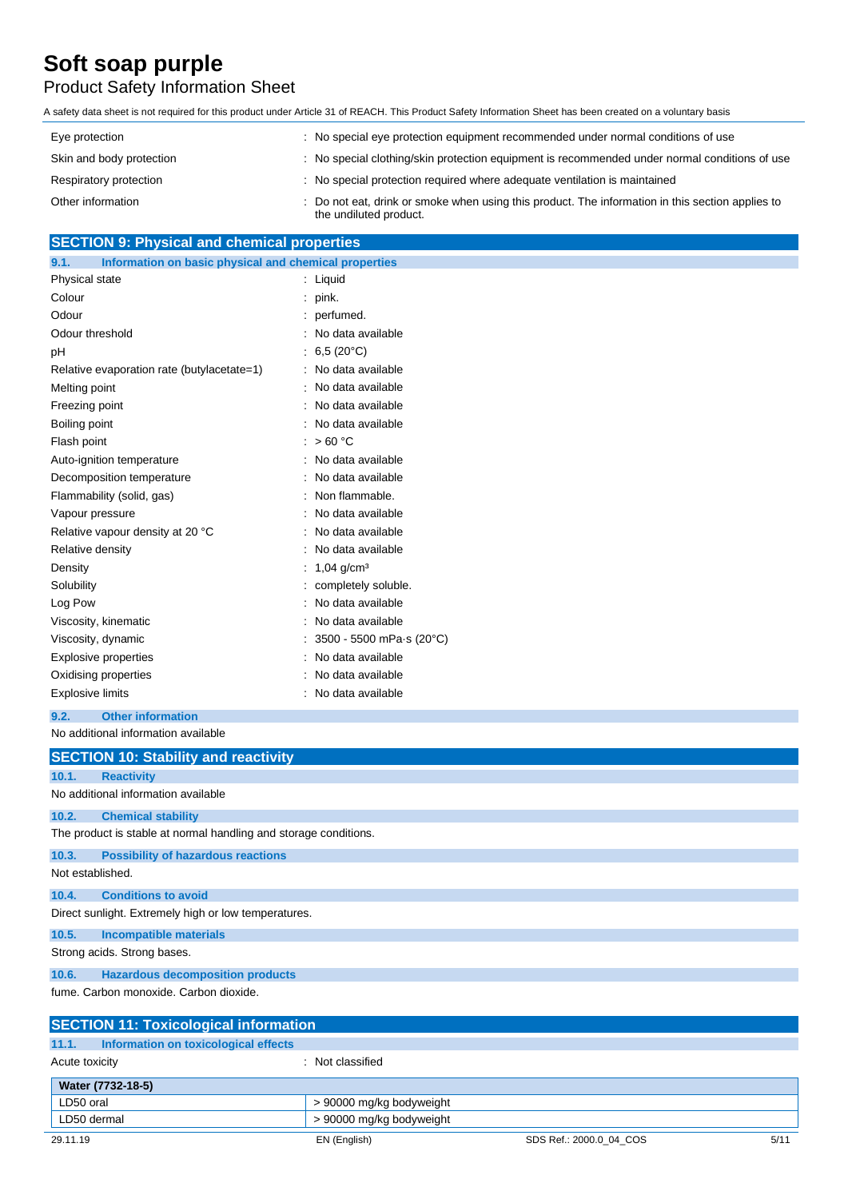| | |
|---|---|
| Eye protection | : No special eye protection equipment recommended under normal conditions of use |
| Skin and body protection | : No special clothing/skin protection equipment is recommended under normal conditions of use |
| Respiratory protection | : No special protection required where adequate ventilation is maintained |
| Other information | : Do not eat, drink or smoke when using this product. The information in this section applies to the undiluted product. |

## SECTION 9: Physical and chemical properties

### 9.1. Information on basic physical and chemical properties

| | |
|---|---|
| Physical state | : Liquid |
| Colour | : pink. |
| Odour | : perfumed. |
| Odour threshold | : No data available |
| pH | : 6,5 (20°C) |
| Relative evaporation rate (butylacetate=1) | : No data available |
| Melting point | : No data available |
| Freezing point | : No data available |
| Boiling point | : No data available |
| Flash point | : > 60 °C |
| Auto-ignition temperature | : No data available |
| Decomposition temperature | : No data available |
| Flammability (solid, gas) | : Non flammable. |
| Vapour pressure | : No data available |
| Relative vapour density at 20 °C | : No data available |
| Relative density | : No data available |
| Density | : 1,04 g/cm³ |
| Solubility | : completely soluble. |
| Log Pow | : No data available |
| Viscosity, kinematic | : No data available |
| Viscosity, dynamic | : 3500 - 5500 mPa·s (20°C) |
| Explosive properties | : No data available |
| Oxidising properties | : No data available |
| Explosive limits | : No data available |

### 9.2. Other information

No additional information available

## SECTION 10: Stability and reactivity

### 10.1. Reactivity

No additional information available

### 10.2. Chemical stability

The product is stable at normal handling and storage conditions.

### 10.3. Possibility of hazardous reactions

Not established.

### 10.4. Conditions to avoid

Direct sunlight. Extremely high or low temperatures.

### 10.5. Incompatible materials

Strong acids. Strong bases.

### 10.6. Hazardous decomposition products

fume. Carbon monoxide. Carbon dioxide.

## SECTION 11: Toxicological information

### 11.1. Information on toxicological effects

Acute toxicity : Not classified

| Water (7732-18-5) | |
|---|---|
| LD50 oral | > 90000 mg/kg bodyweight |
| LD50 dermal | > 90000 mg/kg bodyweight |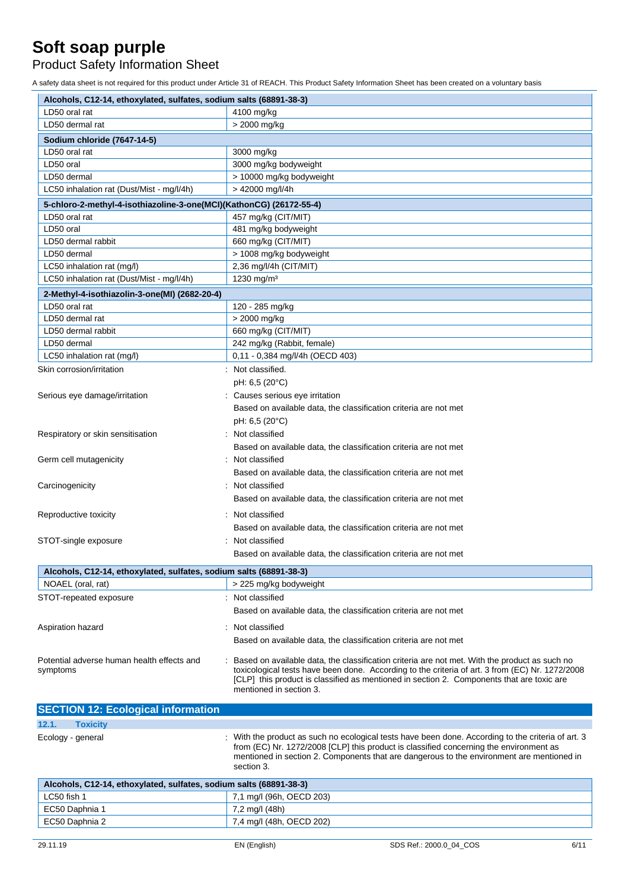# Soft soap purple

Product Safety Information Sheet

A safety data sheet is not required for this product under Article 31 of REACH. This Product Safety Information Sheet has been created on a voluntary basis

| Alcohols, C12-14, ethoxylated, sulfates, sodium salts (68891-38-3) | |
|---|---|
| LD50 oral rat | 4100 mg/kg |
| LD50 dermal rat | > 2000 mg/kg |

| Sodium chloride (7647-14-5) | |
|---|---|
| LD50 oral rat | 3000 mg/kg |
| LD50 oral | 3000 mg/kg bodyweight |
| LD50 dermal | > 10000 mg/kg bodyweight |
| LC50 inhalation rat (Dust/Mist - mg/l/4h) | > 42000 mg/l/4h |

| 5-chloro-2-methyl-4-isothiazoline-3-one(MCI)(KathonCG) (26172-55-4) | |
|---|---|
| LD50 oral rat | 457 mg/kg (CIT/MIT) |
| LD50 oral | 481 mg/kg bodyweight |
| LD50 dermal rabbit | 660 mg/kg (CIT/MIT) |
| LD50 dermal | > 1008 mg/kg bodyweight |
| LC50 inhalation rat (mg/l) | 2,36 mg/l/4h (CIT/MIT) |
| LC50 inhalation rat (Dust/Mist - mg/l/4h) | 1230 mg/m³ |

| 2-Methyl-4-isothiazolin-3-one(MI) (2682-20-4) | |
|---|---|
| LD50 oral rat | 120 - 285 mg/kg |
| LD50 dermal rat | > 2000 mg/kg |
| LD50 dermal rabbit | 660 mg/kg (CIT/MIT) |
| LD50 dermal | 242 mg/kg (Rabbit, female) |
| LC50 inhalation rat (mg/l) | 0,11 - 0,384 mg/l/4h (OECD 403) |

Skin corrosion/irritation : Not classified.
pH: 6,5 (20°C)

Serious eye damage/irritation : Causes serious eye irritation
Based on available data, the classification criteria are not met
pH: 6,5 (20°C)

Respiratory or skin sensitisation : Not classified
Based on available data, the classification criteria are not met

Germ cell mutagenicity : Not classified
Based on available data, the classification criteria are not met

Carcinogenicity : Not classified
Based on available data, the classification criteria are not met

Reproductive toxicity : Not classified
Based on available data, the classification criteria are not met

STOT-single exposure : Not classified
Based on available data, the classification criteria are not met

| Alcohols, C12-14, ethoxylated, sulfates, sodium salts (68891-38-3) | |
|---|---|
| NOAEL (oral, rat) | > 225 mg/kg bodyweight |

STOT-repeated exposure : Not classified
Based on available data, the classification criteria are not met

Aspiration hazard : Not classified
Based on available data, the classification criteria are not met

Potential adverse human health effects and symptoms : Based on available data, the classification criteria are not met. With the product as such no toxicological tests have been done. According to the criteria of art. 3 from (EC) Nr. 1272/2008 [CLP] this product is classified as mentioned in section 2. Components that are toxic are mentioned in section 3.

## SECTION 12: Ecological information

### 12.1. Toxicity

Ecology - general : With the product as such no ecological tests have been done. According to the criteria of art. 3 from (EC) Nr. 1272/2008 [CLP] this product is classified concerning the environment as mentioned in section 2. Components that are dangerous to the environment are mentioned in section 3.

| Alcohols, C12-14, ethoxylated, sulfates, sodium salts (68891-38-3) | |
|---|---|
| LC50 fish 1 | 7,1 mg/l (96h, OECD 203) |
| EC50 Daphnia 1 | 7,2 mg/l (48h) |
| EC50 Daphnia 2 | 7,4 mg/l (48h, OECD 202) |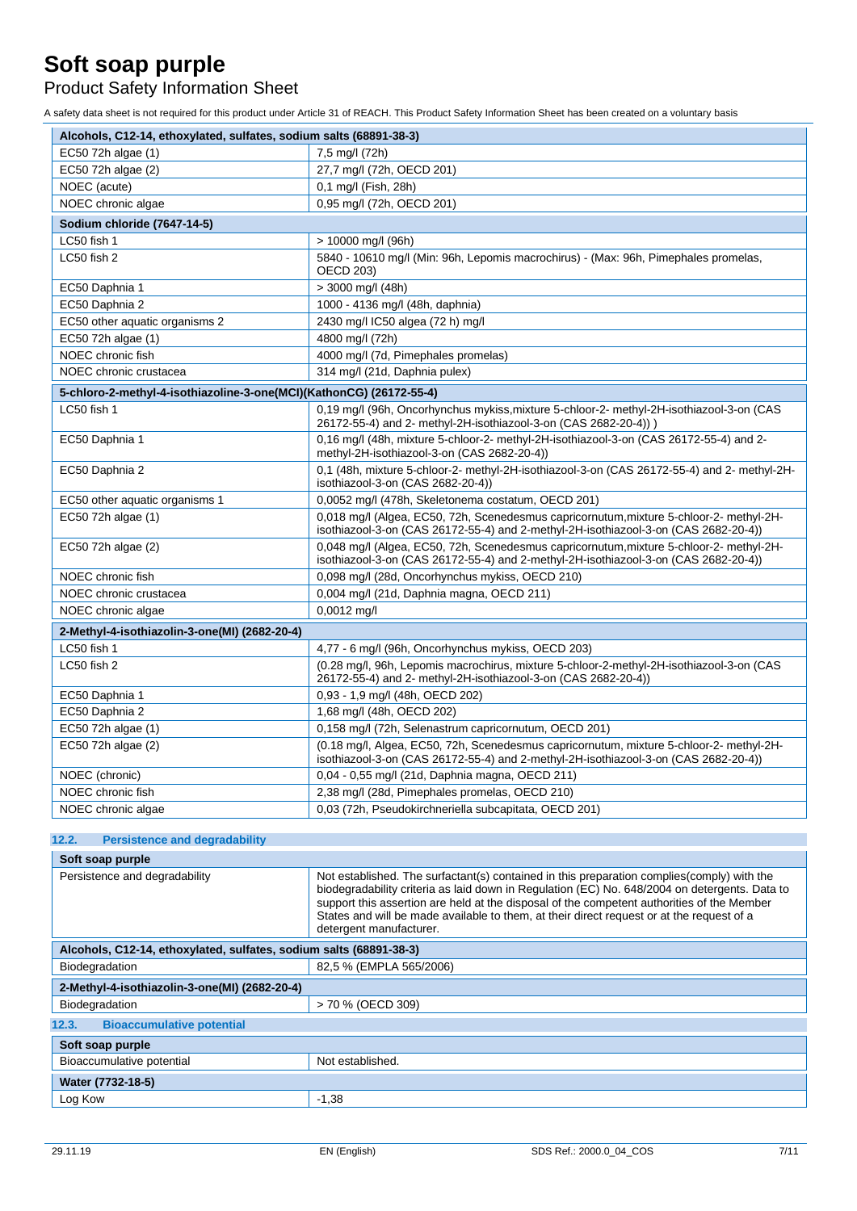# Soft soap purple

## Product Safety Information Sheet

A safety data sheet is not required for this product under Article 31 of REACH. This Product Safety Information Sheet has been created on a voluntary basis

| Alcohols, C12-14, ethoxylated, sulfates, sodium salts (68891-38-3) | |
|---|---|
| EC50 72h algae (1) | 7,5 mg/l (72h) |
| EC50 72h algae (2) | 27,7 mg/l (72h, OECD 201) |
| NOEC (acute) | 0,1 mg/l (Fish, 28h) |
| NOEC chronic algae | 0,95 mg/l (72h, OECD 201) |
| **Sodium chloride (7647-14-5)** | |
| LC50 fish 1 | > 10000 mg/l (96h) |
| LC50 fish 2 | 5840 - 10610 mg/l (Min: 96h, Lepomis macrochirus) - (Max: 96h, Pimephales promelas, OECD 203) |
| EC50 Daphnia 1 | > 3000 mg/l (48h) |
| EC50 Daphnia 2 | 1000 - 4136 mg/l (48h, daphnia) |
| EC50 other aquatic organisms 2 | 2430 mg/l IC50 algea (72 h) mg/l |
| EC50 72h algae (1) | 4800 mg/l (72h) |
| NOEC chronic fish | 4000 mg/l (7d, Pimephales promelas) |
| NOEC chronic crustacea | 314 mg/l (21d, Daphnia pulex) |
| **5-chloro-2-methyl-4-isothiazoline-3-one(MCI)(KathonCG) (26172-55-4)** | |
| LC50 fish 1 | 0,19 mg/l (96h, Oncorhynchus mykiss,mixture 5-chloor-2- methyl-2H-isothiazool-3-on (CAS 26172-55-4) and 2- methyl-2H-isothiazool-3-on (CAS 2682-20-4)) ) |
| EC50 Daphnia 1 | 0,16 mg/l (48h, mixture 5-chloor-2- methyl-2H-isothiazool-3-on (CAS 26172-55-4) and 2- methyl-2H-isothiazool-3-on (CAS 2682-20-4)) |
| EC50 Daphnia 2 | 0,1 (48h, mixture 5-chloor-2- methyl-2H-isothiazool-3-on (CAS 26172-55-4) and 2- methyl-2H-isothiazool-3-on (CAS 2682-20-4)) |
| EC50 other aquatic organisms 1 | 0,0052 mg/l (478h, Skeletonema costatum, OECD 201) |
| EC50 72h algae (1) | 0,018 mg/l (Algea, EC50, 72h, Scenedesmus capricornutum,mixture 5-chloor-2- methyl-2H-isothiazool-3-on (CAS 26172-55-4) and 2-methyl-2H-isothiazool-3-on (CAS 2682-20-4)) |
| EC50 72h algae (2) | 0,048 mg/l (Algea, EC50, 72h, Scenedesmus capricornutum,mixture 5-chloor-2- methyl-2H-isothiazool-3-on (CAS 26172-55-4) and 2-methyl-2H-isothiazool-3-on (CAS 2682-20-4)) |
| NOEC chronic fish | 0,098 mg/l (28d, Oncorhynchus mykiss, OECD 210) |
| NOEC chronic crustacea | 0,004 mg/l (21d, Daphnia magna, OECD 211) |
| NOEC chronic algae | 0,0012 mg/l |
| **2-Methyl-4-isothiazolin-3-one(MI) (2682-20-4)** | |
| LC50 fish 1 | 4,77 - 6 mg/l (96h, Oncorhynchus mykiss, OECD 203) |
| LC50 fish 2 | (0.28 mg/l, 96h, Lepomis macrochirus, mixture 5-chloor-2-methyl-2H-isothiazool-3-on (CAS 26172-55-4) and 2- methyl-2H-isothiazool-3-on (CAS 2682-20-4)) |
| EC50 Daphnia 1 | 0,93 - 1,9 mg/l (48h, OECD 202) |
| EC50 Daphnia 2 | 1,68 mg/l (48h, OECD 202) |
| EC50 72h algae (1) | 0,158 mg/l (72h, Selenastrum capricornutum, OECD 201) |
| EC50 72h algae (2) | (0.18 mg/l, Algea, EC50, 72h, Scenedesmus capricornutum, mixture 5-chloor-2- methyl-2H-isothiazool-3-on (CAS 26172-55-4) and 2-methyl-2H-isothiazool-3-on (CAS 2682-20-4)) |
| NOEC (chronic) | 0,04 - 0,55 mg/l (21d, Daphnia magna, OECD 211) |
| NOEC chronic fish | 2,38 mg/l (28d, Pimephales promelas, OECD 210) |
| NOEC chronic algae | 0,03 (72h, Pseudokirchneriella subcapitata, OECD 201) |

### 12.2. Persistence and degradability

| Soft soap purple | |
|---|---|
| Persistence and degradability | Not established. The surfactant(s) contained in this preparation complies(comply) with the biodegradability criteria as laid down in Regulation (EC) No. 648/2004 on detergents. Data to support this assertion are held at the disposal of the competent authorities of the Member States and will be made available to them, at their direct request or at the request of a detergent manufacturer. |
| **Alcohols, C12-14, ethoxylated, sulfates, sodium salts (68891-38-3)** | |
| Biodegradation | 82,5 % (EMPLA 565/2006) |
| **2-Methyl-4-isothiazolin-3-one(MI) (2682-20-4)** | |
| Biodegradation | > 70 % (OECD 309) |

### 12.3. Bioaccumulative potential

| Soft soap purple | |
|---|---|
| Bioaccumulative potential | Not established. |
| **Water (7732-18-5)** | |
| Log Kow | -1,38 |

29.11.19 EN (English) SDS Ref.: 2000.0_04_COS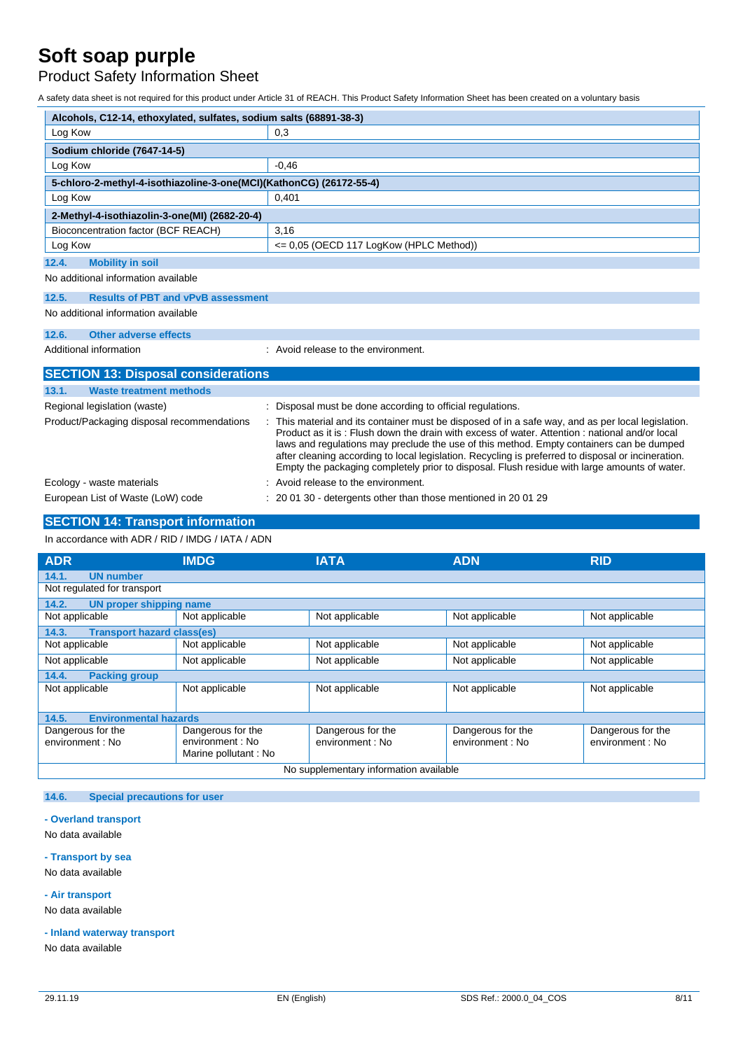| Alcohols, C12-14, ethoxylated, sulfates, sodium salts (68891-38-3) | |
|---|---|
| Log Kow | 0,3 |

| Sodium chloride (7647-14-5) | |
|---|---|
| Log Kow | -0,46 |

| 5-chloro-2-methyl-4-isothiazoline-3-one(MCI)(KathonCG) (26172-55-4) | |
|---|---|
| Log Kow | 0,401 |

| 2-Methyl-4-isothiazolin-3-one(MI) (2682-20-4) | |
|---|---|
| Bioconcentration factor (BCF REACH) | 3,16 |
| Log Kow | <= 0,05 (OECD 117 LogKow (HPLC Method)) |

### 12.4. Mobility in soil

No additional information available

### 12.5. Results of PBT and vPvB assessment

No additional information available

### 12.6. Other adverse effects

Additional information : Avoid release to the environment.

## SECTION 13: Disposal considerations

### 13.1. Waste treatment methods

Regional legislation (waste) : Disposal must be done according to official regulations.

Product/Packaging disposal recommendations : This material and its container must be disposed of in a safe way, and as per local legislation. Product as it is : Flush down the drain with excess of water. Attention : national and/or local laws and regulations may preclude the use of this method. Empty containers can be dumped after cleaning according to local legislation. Recycling is preferred to disposal or incineration. Empty the packaging completely prior to disposal. Flush residue with large amounts of water.

Ecology - waste materials : Avoid release to the environment.

European List of Waste (LoW) code : 20 01 30 - detergents other than those mentioned in 20 01 29

## SECTION 14: Transport information

In accordance with ADR / RID / IMDG / IATA / ADN

| ADR | IMDG | IATA | ADN | RID |
|---|---|---|---|---|
| **14.1. UN number** | | | | |
| Not regulated for transport | | | | |
| **14.2. UN proper shipping name** | | | | |
| Not applicable | Not applicable | Not applicable | Not applicable | Not applicable |
| **14.3. Transport hazard class(es)** | | | | |
| Not applicable | Not applicable | Not applicable | Not applicable | Not applicable |
| Not applicable | Not applicable | Not applicable | Not applicable | Not applicable |
| **14.4. Packing group** | | | | |
| Not applicable | Not applicable | Not applicable | Not applicable | Not applicable |
| **14.5. Environmental hazards** | | | | |
| Dangerous for the environment : No | Dangerous for the environment : No<br>Marine pollutant : No | Dangerous for the environment : No | Dangerous for the environment : No | Dangerous for the environment : No |
| No supplementary information available | | | | |

### 14.6. Special precautions for user

**- Overland transport**

No data available

**- Transport by sea**

No data available

**- Air transport**

No data available

**- Inland waterway transport**

No data available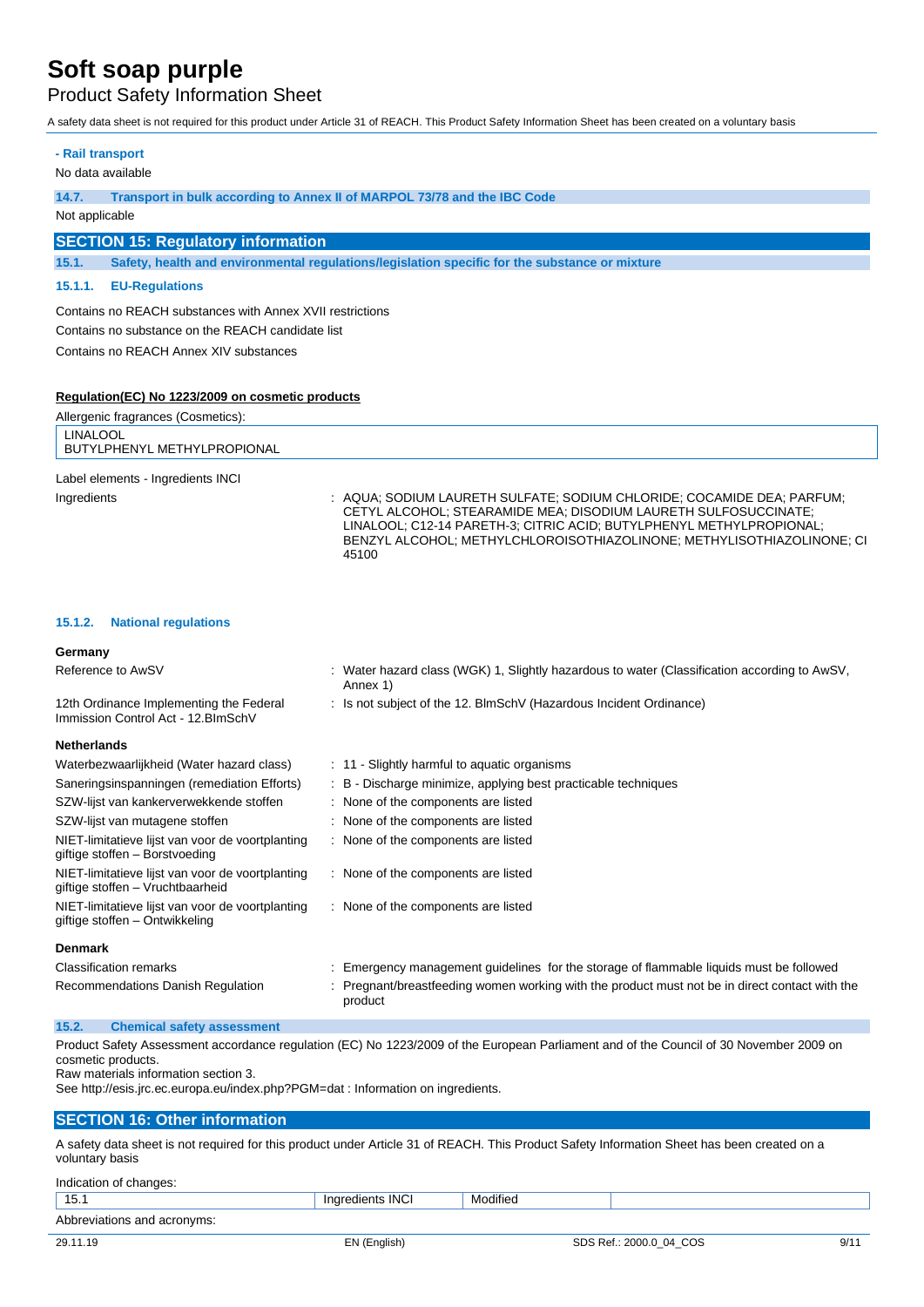**- Rail transport**

No data available

### 14.7. Transport in bulk according to Annex II of MARPOL 73/78 and the IBC Code

Not applicable

## SECTION 15: Regulatory information

### 15.1. Safety, health and environmental regulations/legislation specific for the substance or mixture

#### 15.1.1. EU-Regulations

Contains no REACH substances with Annex XVII restrictions

Contains no substance on the REACH candidate list

Contains no REACH Annex XIV substances

**Regulation(EC) No 1223/2009 on cosmetic products**

Allergenic fragrances (Cosmetics):

| |
|---|
| LINALOOL<br>BUTYLPHENYL METHYLPROPIONAL |

Label elements - Ingredients INCI

Ingredients : AQUA; SODIUM LAURETH SULFATE; SODIUM CHLORIDE; COCAMIDE DEA; PARFUM; CETYL ALCOHOL; STEARAMIDE MEA; DISODIUM LAURETH SULFOSUCCINATE; LINALOOL; C12-14 PARETH-3; CITRIC ACID; BUTYLPHENYL METHYLPROPIONAL; BENZYL ALCOHOL; METHYLCHLOROISOTHIAZOLINONE; METHYLISOTHIAZOLINONE; CI 45100

#### 15.1.2. National regulations

**Germany**

| | |
|---|---|
| Reference to AwSV | : Water hazard class (WGK) 1, Slightly hazardous to water (Classification according to AwSV, Annex 1) |
| 12th Ordinance Implementing the Federal Immission Control Act - 12.BImSchV | : Is not subject of the 12. BlmSchV (Hazardous Incident Ordinance) |

**Netherlands**

| | |
|---|---|
| Waterbezwaarlijkheid (Water hazard class) | : 11 - Slightly harmful to aquatic organisms |
| Saneringsinspanningen (remediation Efforts) | : B - Discharge minimize, applying best practicable techniques |
| SZW-lijst van kankerverwekkende stoffen | : None of the components are listed |
| SZW-lijst van mutagene stoffen | : None of the components are listed |
| NIET-limitatieve lijst van voor de voortplanting giftige stoffen – Borstvoeding | : None of the components are listed |
| NIET-limitatieve lijst van voor de voortplanting giftige stoffen – Vruchtbaarheid | : None of the components are listed |
| NIET-limitatieve lijst van voor de voortplanting giftige stoffen – Ontwikkeling | : None of the components are listed |

**Denmark**

| | |
|---|---|
| Classification remarks | : Emergency management guidelines for the storage of flammable liquids must be followed |
| Recommendations Danish Regulation | : Pregnant/breastfeeding women working with the product must not be in direct contact with the product |

### 15.2. Chemical safety assessment

Product Safety Assessment accordance regulation (EC) No 1223/2009 of the European Parliament and of the Council of 30 November 2009 on cosmetic products.
Raw materials information section 3.
See http://esis.jrc.ec.europa.eu/index.php?PGM=dat : Information on ingredients.

## SECTION 16: Other information

A safety data sheet is not required for this product under Article 31 of REACH. This Product Safety Information Sheet has been created on a voluntary basis

Indication of changes:

| | | | |
|---|---|---|---|
| 15.1 | Ingredients INCI | Modified | |

Abbreviations and acronyms: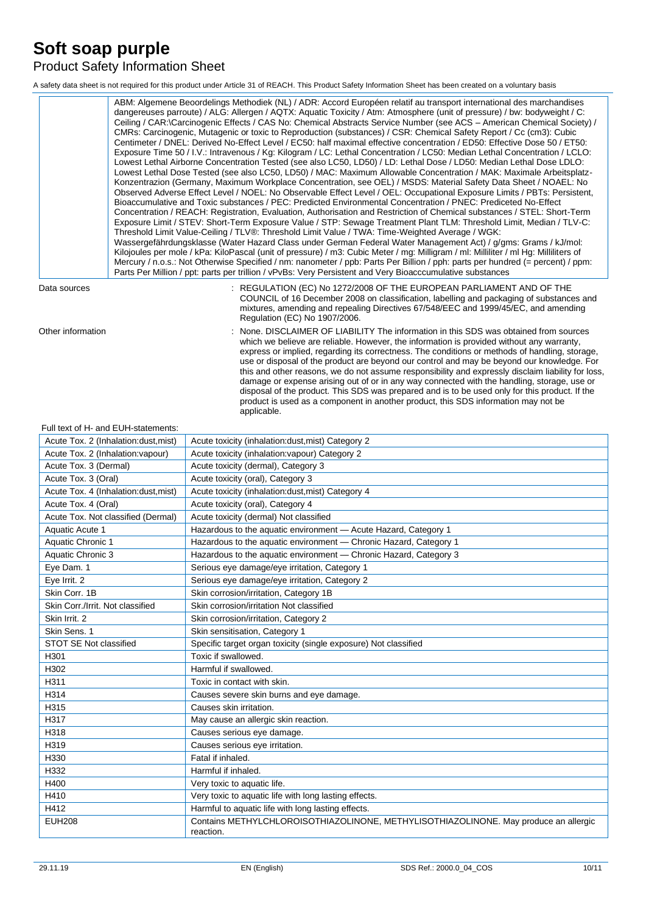# Soft soap purple

## Product Safety Information Sheet

A safety data sheet is not required for this product under Article 31 of REACH. This Product Safety Information Sheet has been created on a voluntary basis

| | |
|---|---|
| | ABM: Algemene Beoordelings Methodiek (NL) / ADR: Accord Européen relatif au transport international des marchandises dangereuses parroute) / ALG: Allergen / AQTX: Aquatic Toxicity / Atm: Atmosphere (unit of pressure) / bw: bodyweight / C: Ceiling / CAR:\Carcinogenic Effects / CAS No: Chemical Abstracts Service Number (see ACS – American Chemical Society) / CMRs: Carcinogenic, Mutagenic or toxic to Reproduction (substances) / CSR: Chemical Safety Report / Cc (cm3): Cubic Centimeter / DNEL: Derived No-Effect Level / EC50: half maximal effective concentration / ED50: Effective Dose 50 / ET50: Exposure Time 50 / I.V.: Intravenous / Kg: Kilogram / LC: Lethal Concentration / LC50: Median Lethal Concentration / LCLO: Lowest Lethal Airborne Concentration Tested (see also LC50, LD50) / LD: Lethal Dose / LD50: Median Lethal Dose LDLO: Lowest Lethal Dose Tested (see also LC50, LD50) / MAC: Maximum Allowable Concentration / MAK: Maximale Arbeitsplatz-Konzentrazion (Germany, Maximum Workplace Concentration, see OEL) / MSDS: Material Safety Data Sheet / NOAEL: No Observed Adverse Effect Level / NOEL: No Observable Effect Level / OEL: Occupational Exposure Limits / PBTs: Persistent, Bioaccumulative and Toxic substances / PEC: Predicted Environmental Concentration / PNEC: Prediceted No-Effect Concentration / REACH: Registration, Evaluation, Authorisation and Restriction of Chemical substances / STEL: Short-Term Exposure Limit / STEV: Short-Term Exposure Value / STP: Sewage Treatment Plant TLM: Threshold Limit, Median / TLV-C: Threshold Limit Value-Ceiling / TLV®: Threshold Limit Value / TWA: Time-Weighted Average / WGK: Wassergefährdungsklasse (Water Hazard Class under German Federal Water Management Act) / g/gms: Grams / kJ/mol: Kilojoules per mole / kPa: KiloPascal (unit of pressure) / m3: Cubic Meter / mg: Milligram / ml: Milliliter / ml Hg: Milliliters of Mercury / n.o.s.: Not Otherwise Specified / nm: nanometer / ppb: Parts Per Billion / pph: parts per hundred (= percent) / ppm: Parts Per Million / ppt: parts per trillion / vPvBs: Very Persistent and Very Bioacccumulative substances |

Data sources : REGULATION (EC) No 1272/2008 OF THE EUROPEAN PARLIAMENT AND OF THE COUNCIL of 16 December 2008 on classification, labelling and packaging of substances and mixtures, amending and repealing Directives 67/548/EEC and 1999/45/EC, and amending Regulation (EC) No 1907/2006.

Other information : None. DISCLAIMER OF LIABILITY The information in this SDS was obtained from sources which we believe are reliable. However, the information is provided without any warranty, express or implied, regarding its correctness. The conditions or methods of handling, storage, use or disposal of the product are beyond our control and may be beyond our knowledge. For this and other reasons, we do not assume responsibility and expressly disclaim liability for loss, damage or expense arising out of or in any way connected with the handling, storage, use or disposal of the product. This SDS was prepared and is to be used only for this product. If the product is used as a component in another product, this SDS information may not be applicable.

Full text of H- and EUH-statements:

| | |
|---|---|
| Acute Tox. 2 (Inhalation:dust,mist) | Acute toxicity (inhalation:dust,mist) Category 2 |
| Acute Tox. 2 (Inhalation:vapour) | Acute toxicity (inhalation:vapour) Category 2 |
| Acute Tox. 3 (Dermal) | Acute toxicity (dermal), Category 3 |
| Acute Tox. 3 (Oral) | Acute toxicity (oral), Category 3 |
| Acute Tox. 4 (Inhalation:dust,mist) | Acute toxicity (inhalation:dust,mist) Category 4 |
| Acute Tox. 4 (Oral) | Acute toxicity (oral), Category 4 |
| Acute Tox. Not classified (Dermal) | Acute toxicity (dermal) Not classified |
| Aquatic Acute 1 | Hazardous to the aquatic environment — Acute Hazard, Category 1 |
| Aquatic Chronic 1 | Hazardous to the aquatic environment — Chronic Hazard, Category 1 |
| Aquatic Chronic 3 | Hazardous to the aquatic environment — Chronic Hazard, Category 3 |
| Eye Dam. 1 | Serious eye damage/eye irritation, Category 1 |
| Eye Irrit. 2 | Serious eye damage/eye irritation, Category 2 |
| Skin Corr. 1B | Skin corrosion/irritation, Category 1B |
| Skin Corr./Irrit. Not classified | Skin corrosion/irritation Not classified |
| Skin Irrit. 2 | Skin corrosion/irritation, Category 2 |
| Skin Sens. 1 | Skin sensitisation, Category 1 |
| STOT SE Not classified | Specific target organ toxicity (single exposure) Not classified |
| H301 | Toxic if swallowed. |
| H302 | Harmful if swallowed. |
| H311 | Toxic in contact with skin. |
| H314 | Causes severe skin burns and eye damage. |
| H315 | Causes skin irritation. |
| H317 | May cause an allergic skin reaction. |
| H318 | Causes serious eye damage. |
| H319 | Causes serious eye irritation. |
| H330 | Fatal if inhaled. |
| H332 | Harmful if inhaled. |
| H400 | Very toxic to aquatic life. |
| H410 | Very toxic to aquatic life with long lasting effects. |
| H412 | Harmful to aquatic life with long lasting effects. |
| EUH208 | Contains METHYLCHLOROISOTHIAZOLINONE, METHYLISOTHIAZOLINONE. May produce an allergic reaction. |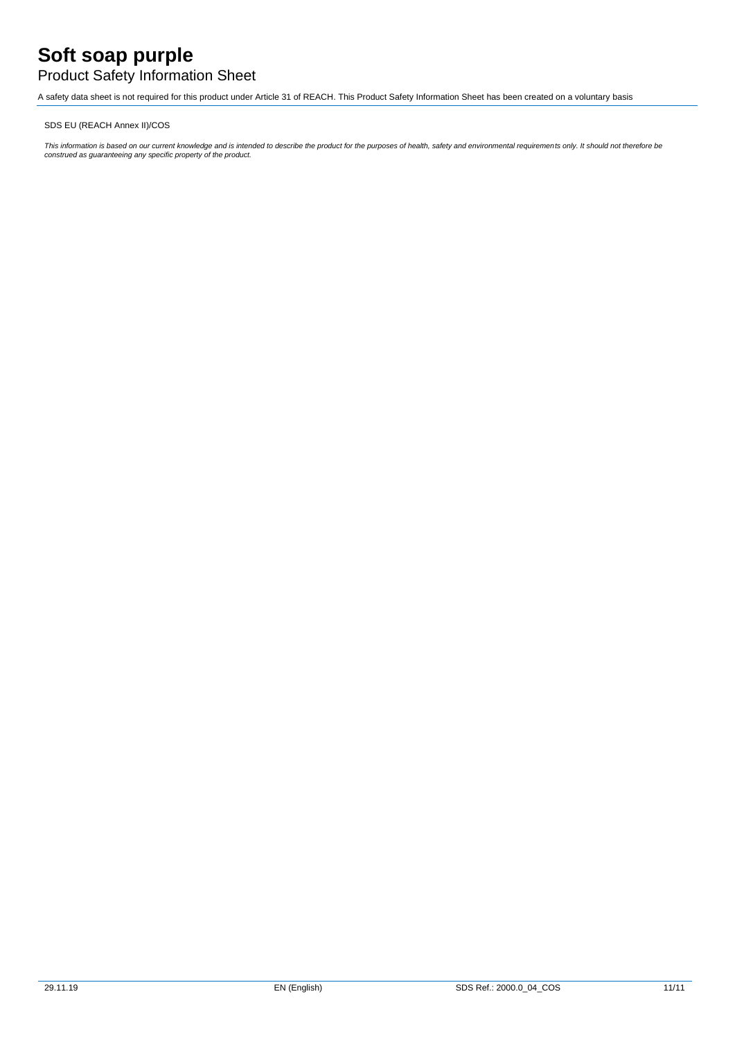SDS EU (REACH Annex II)/COS

*This information is based on our current knowledge and is intended to describe the product for the purposes of health, safety and environmental requirements only. It should not therefore be construed as guaranteeing any specific property of the product.*